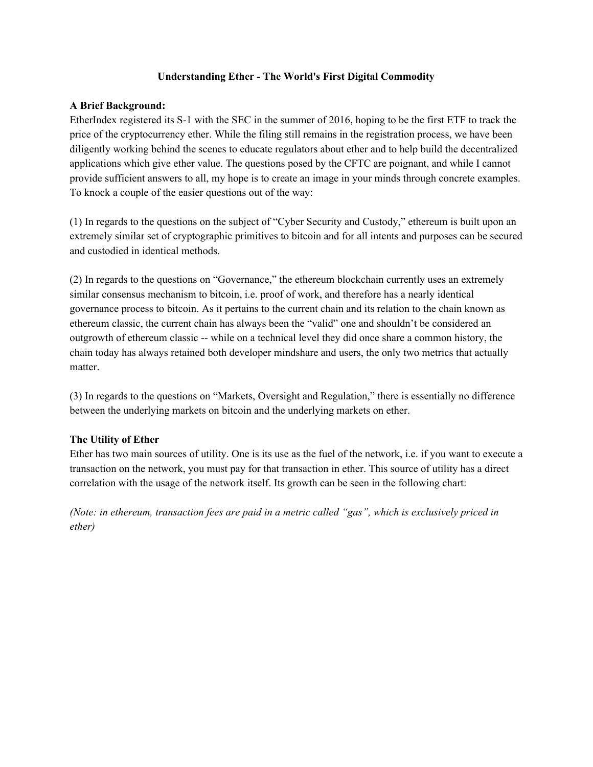# Understanding Ether - The World's First Digital Commodity

**A Brief Background:**

EtherIndex registered its S-1 with the SEC in the summer of 2016, hoping to be the first ETF to track the price of the cryptocurrency ether. While the filing still remains in the registration process, we have been diligently working behind the scenes to educate regulators about ether and to help build the decentralized applications which give ether value. The questions posed by the CFTC are poignant, and while I cannot provide sufficient answers to all, my hope is to create an image in your minds through concrete examples. To knock a couple of the easier questions out of the way:

(1) In regards to the questions on the subject of "Cyber Security and Custody," ethereum is built upon an extremely similar set of cryptographic primitives to bitcoin and for all intents and purposes can be secured and custodied in identical methods.

(2) In regards to the questions on "Governance," the ethereum blockchain currently uses an extremely similar consensus mechanism to bitcoin, i.e. proof of work, and therefore has a nearly identical governance process to bitcoin. As it pertains to the current chain and its relation to the chain known as ethereum classic, the current chain has always been the "valid" one and shouldn't be considered an outgrowth of ethereum classic -- while on a technical level they did once share a common history, the chain today has always retained both developer mindshare and users, the only two metrics that actually matter.

(3) In regards to the questions on "Markets, Oversight and Regulation," there is essentially no difference between the underlying markets on bitcoin and the underlying markets on ether.

**The Utility of Ether**

Ether has two main sources of utility. One is its use as the fuel of the network, i.e. if you want to execute a transaction on the network, you must pay for that transaction in ether. This source of utility has a direct correlation with the usage of the network itself. Its growth can be seen in the following chart:

*(Note: in ethereum, transaction fees are paid in a metric called "gas", which is exclusively priced in ether)*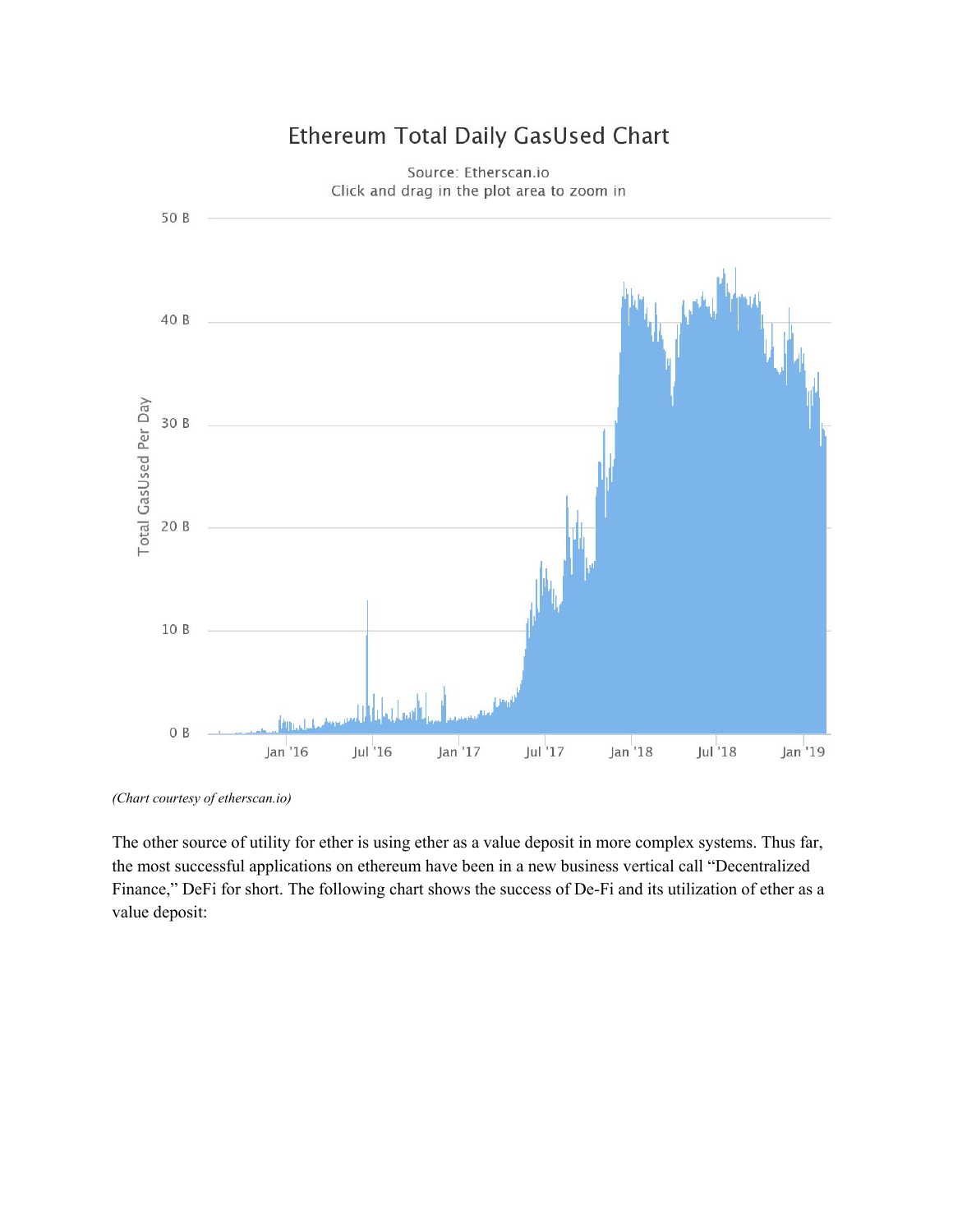*(Chart courtesy of etherscan.io)*

The other source of utility for ether is using ether as a value deposit in more complex systems. Thus far, the most successful applications on ethereum have been in a new business vertical call "Decentralized Finance," DeFi for short. The following chart shows the success of De-Fi and its utilization of ether as a value deposit: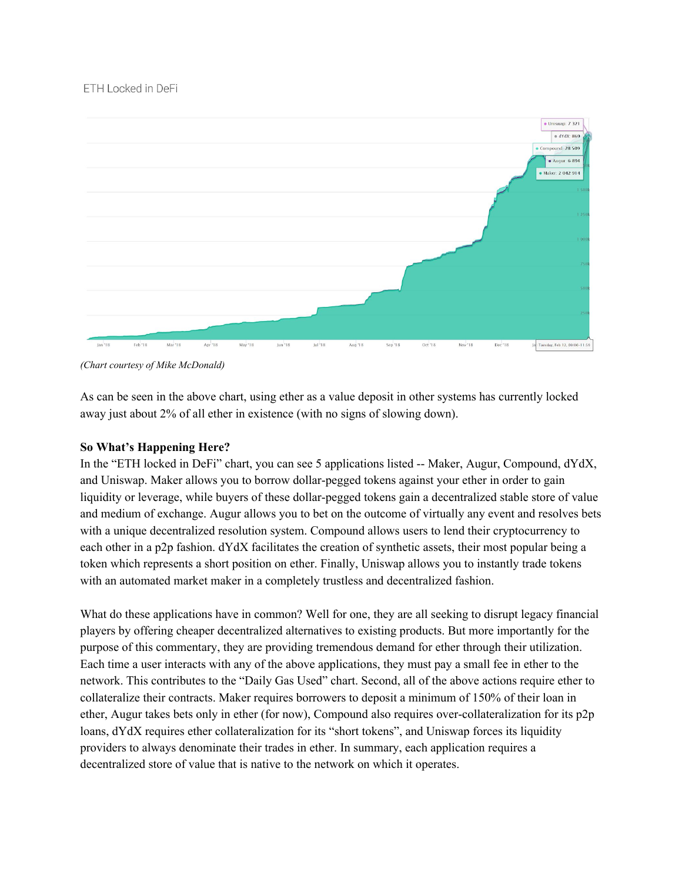ETH Locked in DeFi

*(Chart courtesy of Mike McDonald)*

As can be seen in the above chart, using ether as a value deposit in other systems has currently locked away just about 2% of all ether in existence (with no signs of slowing down).

**So What's Happening Here?**

In the "ETH locked in DeFi" chart, you can see 5 applications listed -- Maker, Augur, Compound, dYdX, and Uniswap. Maker allows you to borrow dollar-pegged tokens against your ether in order to gain liquidity or leverage, while buyers of these dollar-pegged tokens gain a decentralized stable store of value and medium of exchange. Augur allows you to bet on the outcome of virtually any event and resolves bets with a unique decentralized resolution system. Compound allows users to lend their cryptocurrency to each other in a p2p fashion. dYdX facilitates the creation of synthetic assets, their most popular being a token which represents a short position on ether. Finally, Uniswap allows you to instantly trade tokens with an automated market maker in a completely trustless and decentralized fashion.

What do these applications have in common? Well for one, they are all seeking to disrupt legacy financial players by offering cheaper decentralized alternatives to existing products. But more importantly for the purpose of this commentary, they are providing tremendous demand for ether through their utilization. Each time a user interacts with any of the above applications, they must pay a small fee in ether to the network. This contributes to the "Daily Gas Used" chart. Second, all of the above actions require ether to collateralize their contracts. Maker requires borrowers to deposit a minimum of 150% of their loan in ether, Augur takes bets only in ether (for now), Compound also requires over-collateralization for its p2p loans, dYdX requires ether collateralization for its "short tokens", and Uniswap forces its liquidity providers to always denominate their trades in ether. In summary, each application requires a decentralized store of value that is native to the network on which it operates.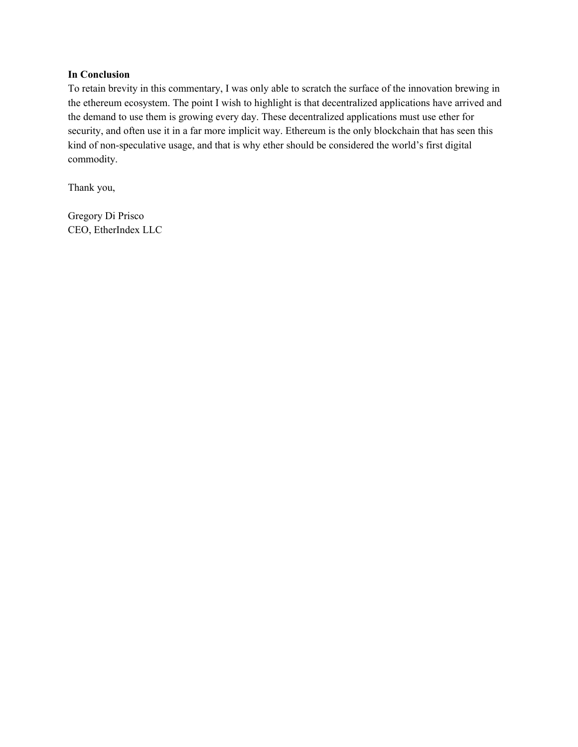**In Conclusion**

To retain brevity in this commentary, I was only able to scratch the surface of the innovation brewing in the ethereum ecosystem. The point I wish to highlight is that decentralized applications have arrived and the demand to use them is growing every day. These decentralized applications must use ether for security, and often use it in a far more implicit way. Ethereum is the only blockchain that has seen this kind of non-speculative usage, and that is why ether should be considered the world's first digital commodity.

Thank you,

Gregory Di Prisco
CEO, EtherIndex LLC